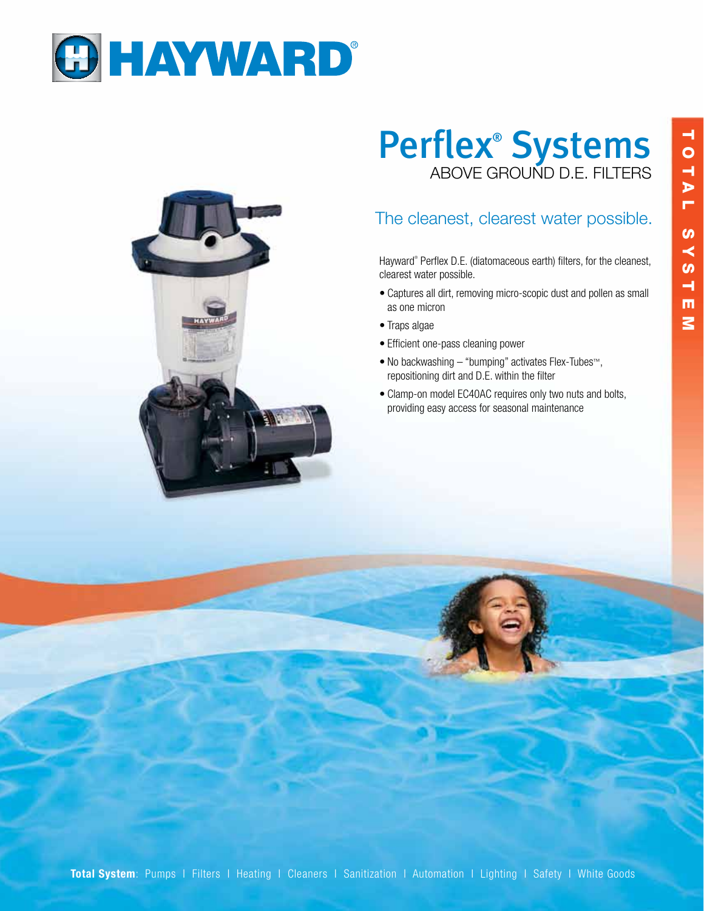# Perflex® Systems

## ABOVE GROUND D.E. FILTERS

TOTAL SYSTEM

### The cleanest, clearest water possible.

Hayward® Perflex D.E. (diatomaceous earth) filters, for the cleanest, clearest water possible.

- Captures all dirt, removing micro-scopic dust and pollen as small as one micron
- Traps algae
- Efficient one-pass cleaning power
- No backwashing – "bumping" activates Flex-Tubes™, repositioning dirt and D.E. within the filter
- Clamp-on model EC40AC requires only two nuts and bolts, providing easy access for seasonal maintenance

**Total System**: Pumps | Filters | Heating | Cleaners | Sanitization | Automation | Lighting | Safety | White Goods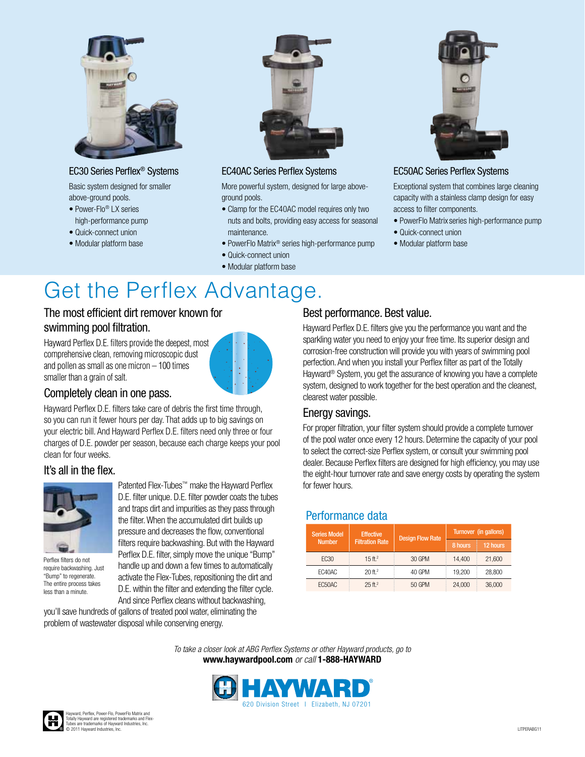### EC30 Series Perflex® Systems

Basic system designed for smaller above-ground pools.

- Power-Flo® LX series high-performance pump
- Quick-connect union
- Modular platform base

### EC40AC Series Perflex Systems

More powerful system, designed for large above-ground pools.

- Clamp for the EC40AC model requires only two nuts and bolts, providing easy access for seasonal maintenance.
- PowerFlo Matrix® series high-performance pump
- Quick-connect union
- Modular platform base

### EC50AC Series Perflex Systems

Exceptional system that combines large cleaning capacity with a stainless clamp design for easy access to filter components.

- PowerFlo Matrix series high-performance pump
- Quick-connect union
- Modular platform base

# Get the Perflex Advantage.

## The most efficient dirt remover known for swimming pool filtration.

Hayward Perflex D.E. filters provide the deepest, most comprehensive clean, removing microscopic dust and pollen as small as one micron – 100 times smaller than a grain of salt.

## Completely clean in one pass.

Hayward Perflex D.E. filters take care of debris the first time through, so you can run it fewer hours per day. That adds up to big savings on your electric bill. And Hayward Perflex D.E. filters need only three or four charges of D.E. powder per season, because each charge keeps your pool clean for four weeks.

## It's all in the flex.

Perflex filters do not require backwashing. Just "Bump" to regenerate. The entire process takes less than a minute.

Patented Flex-Tubes™ make the Hayward Perflex D.E. filter unique. D.E. filter powder coats the tubes and traps dirt and impurities as they pass through the filter. When the accumulated dirt builds up pressure and decreases the flow, conventional filters require backwashing. But with the Hayward Perflex D.E. filter, simply move the unique "Bump" handle up and down a few times to automatically activate the Flex-Tubes, repositioning the dirt and D.E. within the filter and extending the filter cycle. And since Perflex cleans without backwashing, you'll save hundreds of gallons of treated pool water, eliminating the problem of wastewater disposal while conserving energy.

## Best performance. Best value.

Hayward Perflex D.E. filters give you the performance you want and the sparkling water you need to enjoy your free time. Its superior design and corrosion-free construction will provide you with years of swimming pool perfection. And when you install your Perflex filter as part of the Totally Hayward® System, you get the assurance of knowing you have a complete system, designed to work together for the best operation and the cleanest, clearest water possible.

## Energy savings.

For proper filtration, your filter system should provide a complete turnover of the pool water once every 12 hours. Determine the capacity of your pool to select the correct-size Perflex system, or consult your swimming pool dealer. Because Perflex filters are designed for high efficiency, you may use the eight-hour turnover rate and save energy costs by operating the system for fewer hours.

## Performance data

| Series Model Number | Effective Filtration Rate | Design Flow Rate | Turnover (in gallons) | |
|---|---|---|---|---|
| | | | 8 hours | 12 hours |
| EC30 | 15 ft.$^2$ | 30 GPM | 14,400 | 21,600 |
| EC40AC | 20 ft.$^2$ | 40 GPM | 19,200 | 28,800 |
| EC50AC | 25 ft.$^2$ | 50 GPM | 24,000 | 36,000 |

*To take a closer look at ABG Perflex Systems or other Hayward products, go to* **www.haywardpool.com** *or call* **1-888-HAYWARD**

HAYWARD®
620 Division Street | Elizabeth, NJ 07201

Hayward, Perflex, Power-Flo, PowerFlo Matrix and Totally Hayward are registered trademarks and Flex-Tubes are trademarks of Hayward Industries, Inc. © 2011 Hayward Industries, Inc.

LITPERABG11